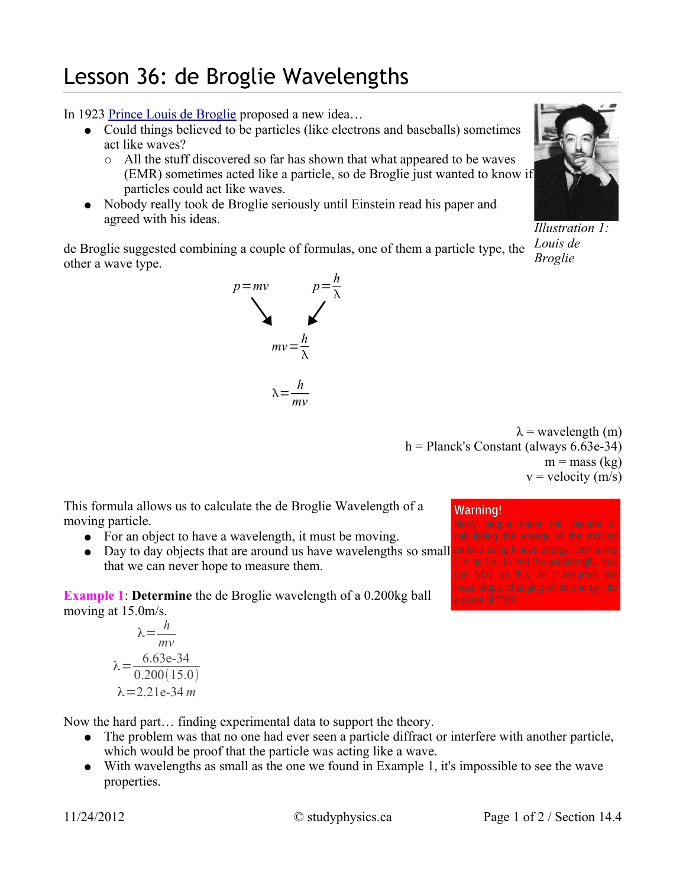# Lesson 36: de Broglie Wavelengths

In 1923 Prince Louis de Broglie proposed a new idea…

- Could things believed to be particles (like electrons and baseballs) sometimes act like waves?
  - All the stuff discovered so far has shown that what appeared to be waves (EMR) sometimes acted like a particle, so de Broglie just wanted to know if particles could act like waves.
- Nobody really took de Broglie seriously until Einstein read his paper and agreed with his ideas.

*Illustration 1: Louis de Broglie*

de Broglie suggested combining a couple of formulas, one of them a particle type, the other a wave type.

$$p = mv \qquad p = \frac{h}{\lambda}$$

$$mv = \frac{h}{\lambda}$$

$$\lambda = \frac{h}{mv}$$

λ = wavelength (m)
h = Planck's Constant (always 6.63e-34)
m = mass (kg)
v = velocity (m/s)

This formula allows us to calculate the de Broglie Wavelength of a moving particle.

- For an object to have a wavelength, it must be moving.
- Day to day objects that are around us have wavelengths so small that we can never hope to measure them.

> **Warning!**
> Many people make the mistake of calculating the energy of the moving particle using kinetic energy, then using $E = hc / \lambda$ to find the wavelength. You can NOT do this, as it assumes the mass stops, changing all its energy into a pulse of EMR.

**Example 1**: **Determine** the de Broglie wavelength of a 0.200kg ball moving at 15.0m/s.

$$\lambda = \frac{h}{mv}$$

$$\lambda = \frac{6.63\text{e-}34}{0.200(15.0)}$$

$$\lambda = 2.21\text{e-}34\, m$$

Now the hard part… finding experimental data to support the theory.

- The problem was that no one had ever seen a particle diffract or interfere with another particle, which would be proof that the particle was acting like a wave.
- With wavelengths as small as the one we found in Example 1, it's impossible to see the wave properties.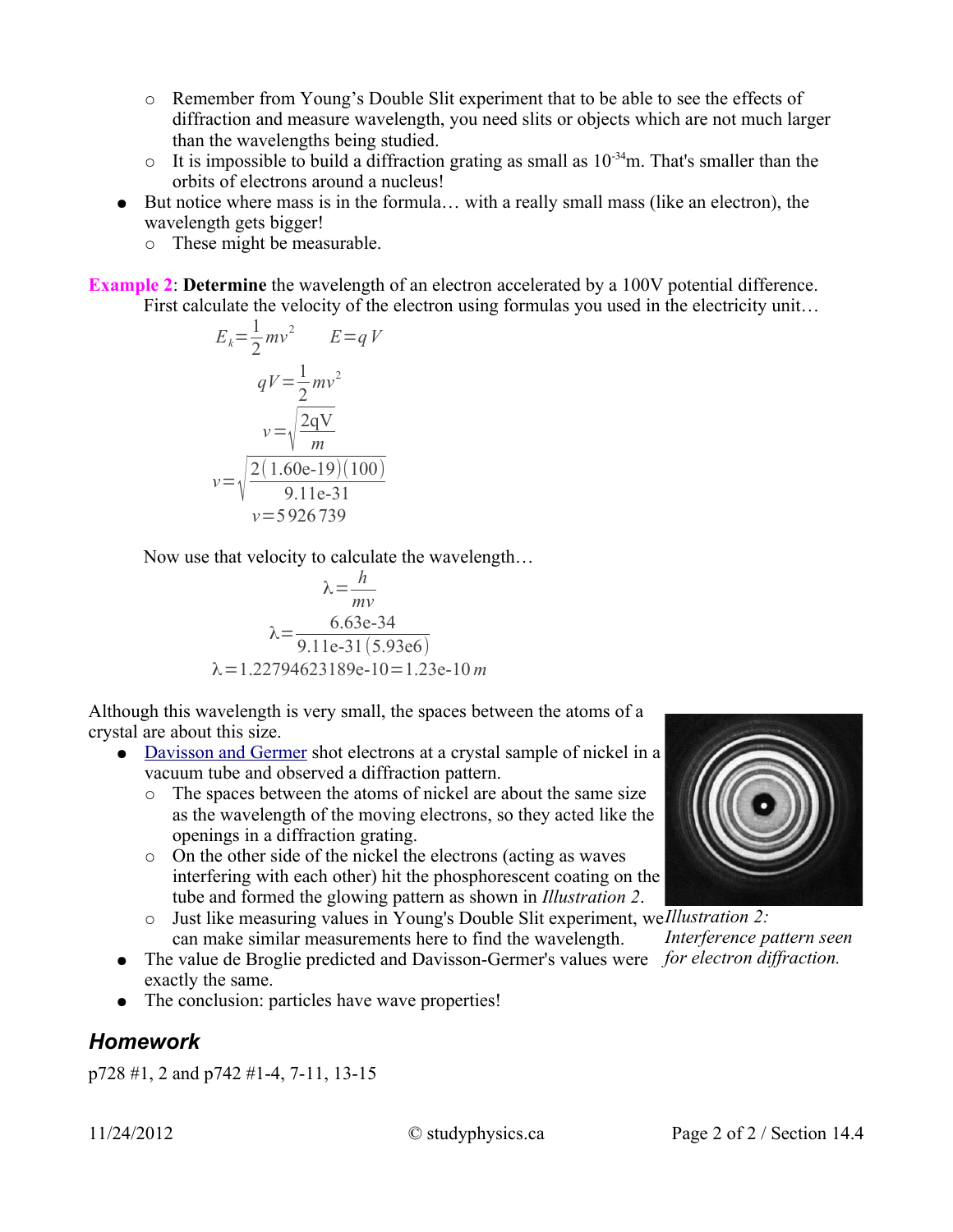- Remember from Young's Double Slit experiment that to be able to see the effects of diffraction and measure wavelength, you need slits or objects which are not much larger than the wavelengths being studied.
- It is impossible to build a diffraction grating as small as $10^{-34}$m. That's smaller than the orbits of electrons around a nucleus!

- But notice where mass is in the formula… with a really small mass (like an electron), the wavelength gets bigger!
  - These might be measurable.

**Example 2**: **Determine** the wavelength of an electron accelerated by a 100V potential difference.

First calculate the velocity of the electron using formulas you used in the electricity unit…

$$E_k = \frac{1}{2}mv^2 \qquad E = qV$$

$$qV = \frac{1}{2}mv^2$$

$$v = \sqrt{\frac{2qV}{m}}$$

$$v = \sqrt{\frac{2(1.60\text{e-}19)(100)}{9.11\text{e-}31}}$$

$$v = 5\,926\,739$$

Now use that velocity to calculate the wavelength…

$$\lambda = \frac{h}{mv}$$

$$\lambda = \frac{6.63\text{e-}34}{9.11\text{e-}31(5.93\text{e}6)}$$

$$\lambda = 1.22794623189\text{e-}10 = 1.23\text{e-}10\,m$$

Although this wavelength is very small, the spaces between the atoms of a crystal are about this size.

- Davisson and Germer shot electrons at a crystal sample of nickel in a vacuum tube and observed a diffraction pattern.
  - The spaces between the atoms of nickel are about the same size as the wavelength of the moving electrons, so they acted like the openings in a diffraction grating.
  - On the other side of the nickel the electrons (acting as waves interfering with each other) hit the phosphorescent coating on the tube and formed the glowing pattern as shown in *Illustration 2*.
  - Just like measuring values in Young's Double Slit experiment, we can make similar measurements here to find the wavelength.
- The value de Broglie predicted and Davisson-Germer's values were exactly the same.
- The conclusion: particles have wave properties!

*Illustration 2: Interference pattern seen for electron diffraction.*

## Homework

p728 #1, 2 and p742 #1-4, 7-11, 13-15